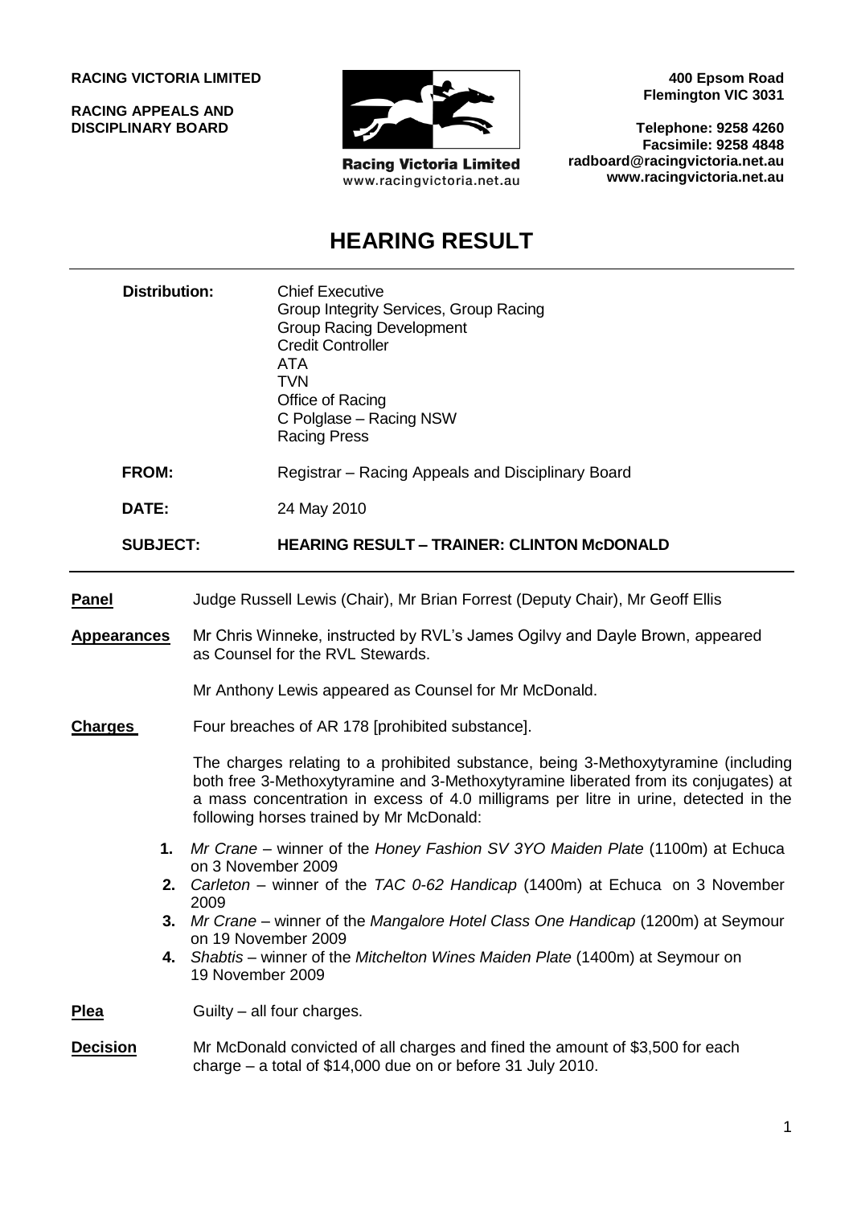**RACING VICTORIA LIMITED**

**RACING APPEALS AND DISCIPLINARY BOARD**

Racing Victoria Limited
www.racingvictoria.net.au

**400 Epsom Road**
**Flemington VIC 3031**

**Telephone: 9258 4260**
**Facsimile: 9258 4848**
**radboard@racingvictoria.net.au**
**www.racingvictoria.net.au**

# HEARING RESULT

| | |
|---|---|
| **Distribution:** | Chief Executive<br>Group Integrity Services, Group Racing<br>Group Racing Development<br>Credit Controller<br>ATA<br>TVN<br>Office of Racing<br>C Polglase – Racing NSW<br>Racing Press |
| **FROM:** | Registrar – Racing Appeals and Disciplinary Board |
| **DATE:** | 24 May 2010 |
| **SUBJECT:** | **HEARING RESULT – TRAINER: CLINTON McDONALD** |

**Panel** Judge Russell Lewis (Chair), Mr Brian Forrest (Deputy Chair), Mr Geoff Ellis

**Appearances** Mr Chris Winneke, instructed by RVL's James Ogilvy and Dayle Brown, appeared as Counsel for the RVL Stewards.

Mr Anthony Lewis appeared as Counsel for Mr McDonald.

**Charges** Four breaches of AR 178 [prohibited substance].

The charges relating to a prohibited substance, being 3-Methoxytyramine (including both free 3-Methoxytyramine and 3-Methoxytyramine liberated from its conjugates) at a mass concentration in excess of 4.0 milligrams per litre in urine, detected in the following horses trained by Mr McDonald:

1. *Mr Crane* – winner of the *Honey Fashion SV 3YO Maiden Plate* (1100m) at Echuca on 3 November 2009
2. *Carleton* – winner of the *TAC 0-62 Handicap* (1400m) at Echuca on 3 November 2009
3. *Mr Crane* – winner of the *Mangalore Hotel Class One Handicap* (1200m) at Seymour on 19 November 2009
4. *Shabtis* – winner of the *Mitchelton Wines Maiden Plate* (1400m) at Seymour on 19 November 2009

**Plea** Guilty – all four charges.

**Decision** Mr McDonald convicted of all charges and fined the amount of $3,500 for each charge – a total of $14,000 due on or before 31 July 2010.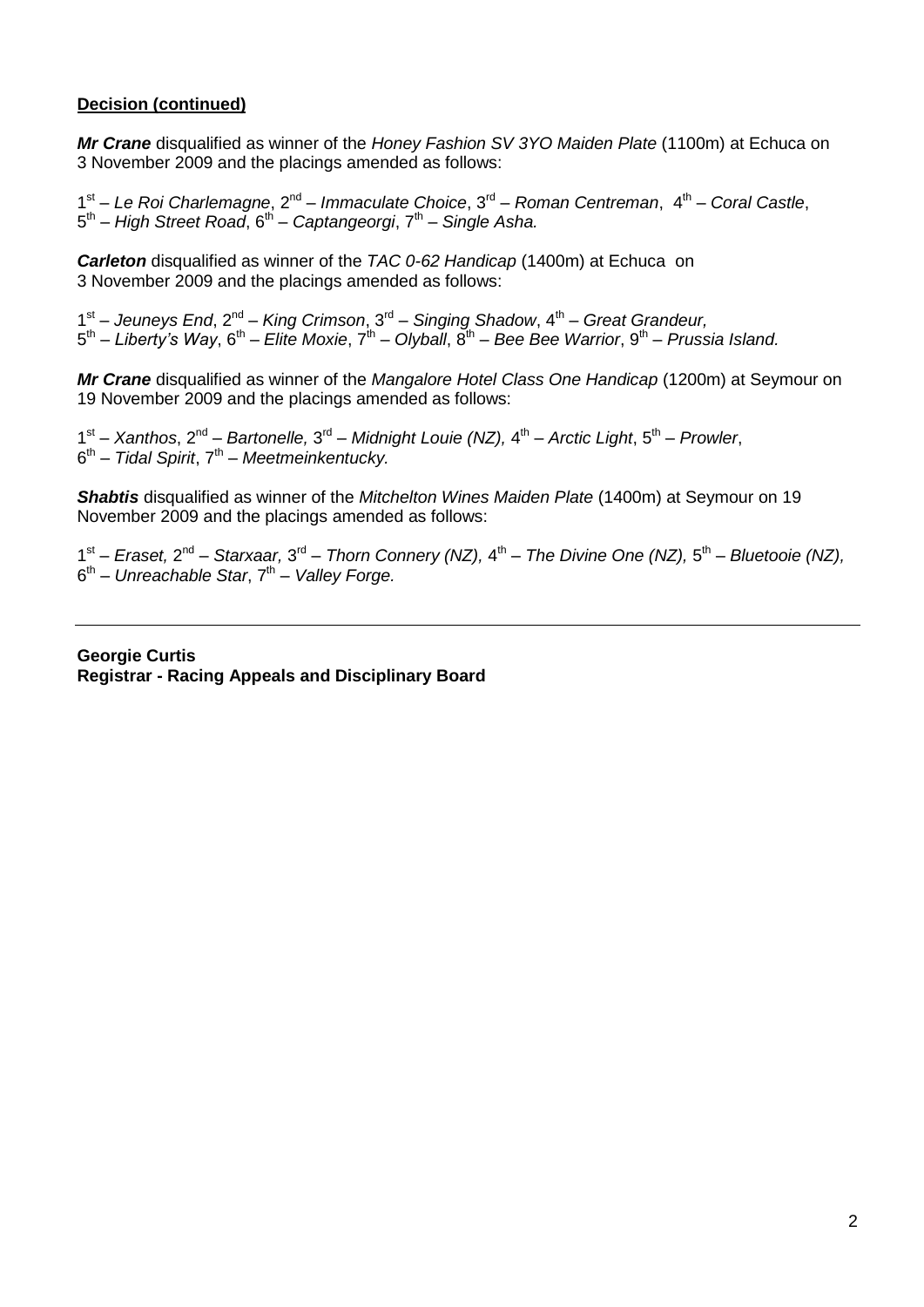**Decision (continued)**

***Mr Crane*** disqualified as winner of the *Honey Fashion SV 3YO Maiden Plate* (1100m) at Echuca on 3 November 2009 and the placings amended as follows:

1st – *Le Roi Charlemagne*, 2nd – *Immaculate Choice*, 3rd – *Roman Centreman*, 4th – *Coral Castle*, 5th – *High Street Road*, 6th – *Captangeorgi*, 7th – *Single Asha.*

***Carleton*** disqualified as winner of the *TAC 0-62 Handicap* (1400m) at Echuca on 3 November 2009 and the placings amended as follows:

1st – *Jeuneys End*, 2nd – *King Crimson*, 3rd – *Singing Shadow*, 4th – *Great Grandeur,* 5th – *Liberty's Way*, 6th – *Elite Moxie*, 7th – *Olyball*, 8th – *Bee Bee Warrior*, 9th – *Prussia Island.*

***Mr Crane*** disqualified as winner of the *Mangalore Hotel Class One Handicap* (1200m) at Seymour on 19 November 2009 and the placings amended as follows:

1st – *Xanthos*, 2nd – *Bartonelle,* 3rd – *Midnight Louie (NZ),* 4th – *Arctic Light*, 5th – *Prowler*, 6th – *Tidal Spirit*, 7th – *Meetmeinkentucky.*

***Shabtis*** disqualified as winner of the *Mitchelton Wines Maiden Plate* (1400m) at Seymour on 19 November 2009 and the placings amended as follows:

1st – *Eraset,* 2nd – *Starxaar,* 3rd – *Thorn Connery (NZ),* 4th – *The Divine One (NZ),* 5th – *Bluetooie (NZ),* 6th – *Unreachable Star*, 7th – *Valley Forge.*

---

**Georgie Curtis**
**Registrar - Racing Appeals and Disciplinary Board**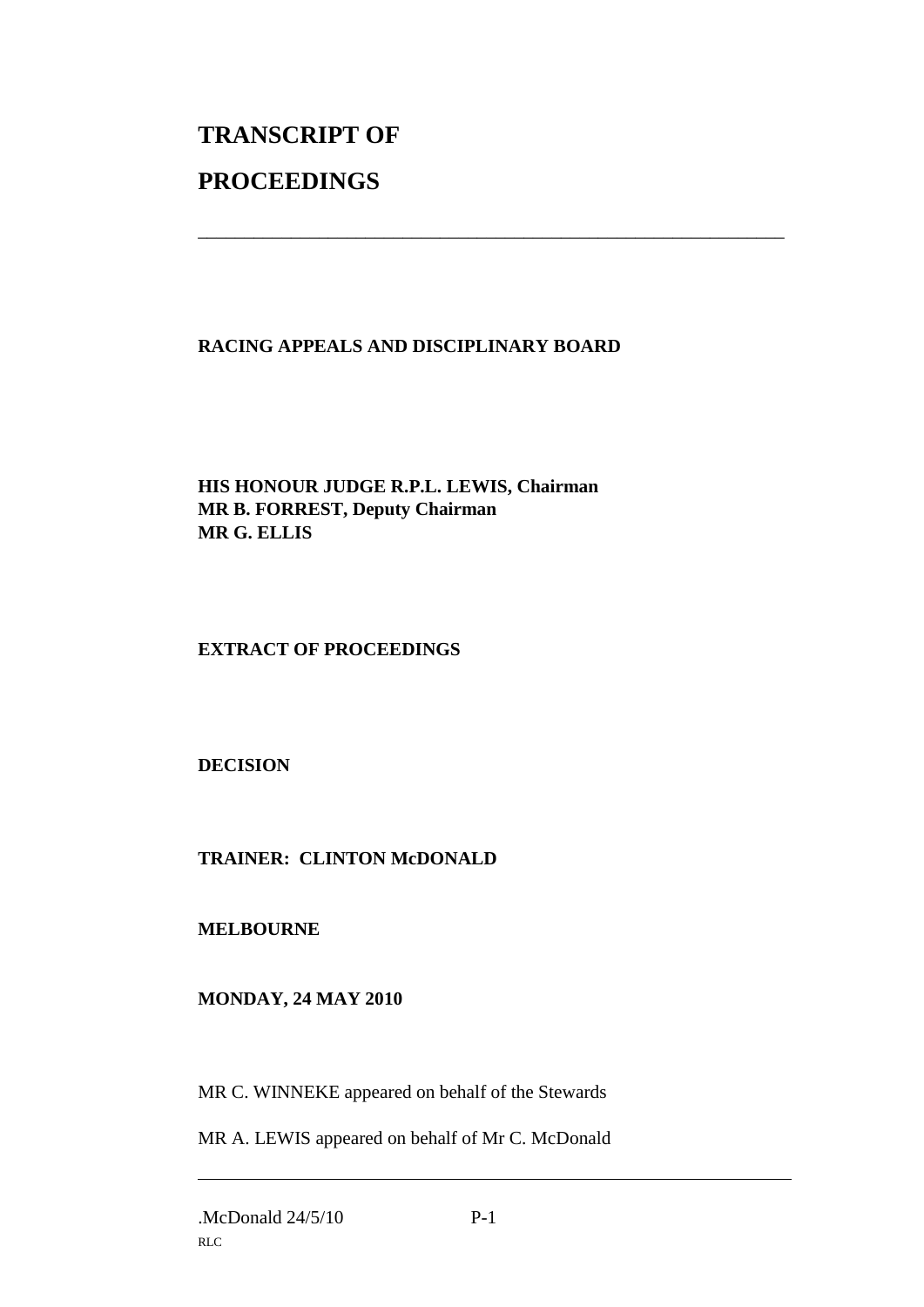# TRANSCRIPT OF PROCEEDINGS

---

**RACING APPEALS AND DISCIPLINARY BOARD**

**HIS HONOUR JUDGE R.P.L. LEWIS, Chairman**
**MR B. FORREST, Deputy Chairman**
**MR G. ELLIS**

**EXTRACT OF PROCEEDINGS**

**DECISION**

**TRAINER: CLINTON McDONALD**

**MELBOURNE**

**MONDAY, 24 MAY 2010**

MR C. WINNEKE appeared on behalf of the Stewards

MR A. LEWIS appeared on behalf of Mr C. McDonald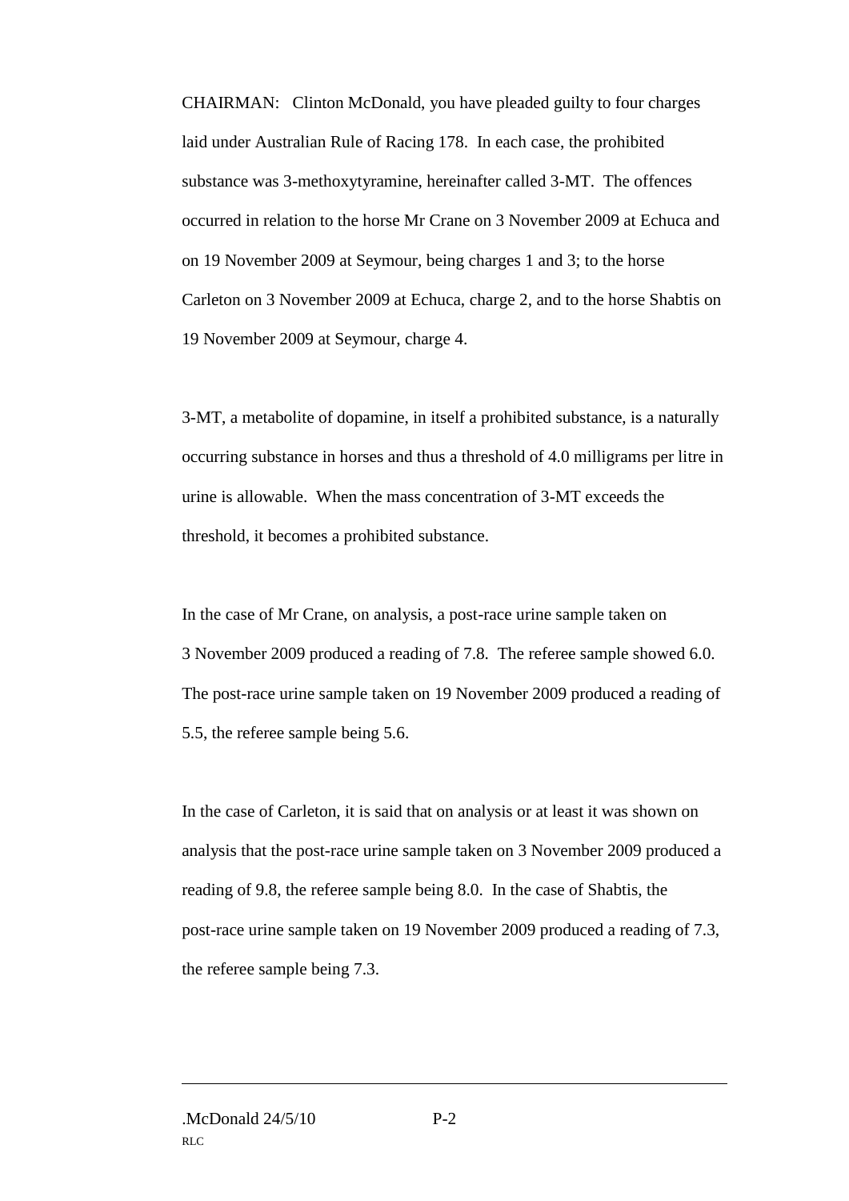CHAIRMAN: Clinton McDonald, you have pleaded guilty to four charges laid under Australian Rule of Racing 178. In each case, the prohibited substance was 3-methoxytyramine, hereinafter called 3-MT. The offences occurred in relation to the horse Mr Crane on 3 November 2009 at Echuca and on 19 November 2009 at Seymour, being charges 1 and 3; to the horse Carleton on 3 November 2009 at Echuca, charge 2, and to the horse Shabtis on 19 November 2009 at Seymour, charge 4.

3-MT, a metabolite of dopamine, in itself a prohibited substance, is a naturally occurring substance in horses and thus a threshold of 4.0 milligrams per litre in urine is allowable. When the mass concentration of 3-MT exceeds the threshold, it becomes a prohibited substance.

In the case of Mr Crane, on analysis, a post-race urine sample taken on 3 November 2009 produced a reading of 7.8. The referee sample showed 6.0. The post-race urine sample taken on 19 November 2009 produced a reading of 5.5, the referee sample being 5.6.

In the case of Carleton, it is said that on analysis or at least it was shown on analysis that the post-race urine sample taken on 3 November 2009 produced a reading of 9.8, the referee sample being 8.0. In the case of Shabtis, the post-race urine sample taken on 19 November 2009 produced a reading of 7.3, the referee sample being 7.3.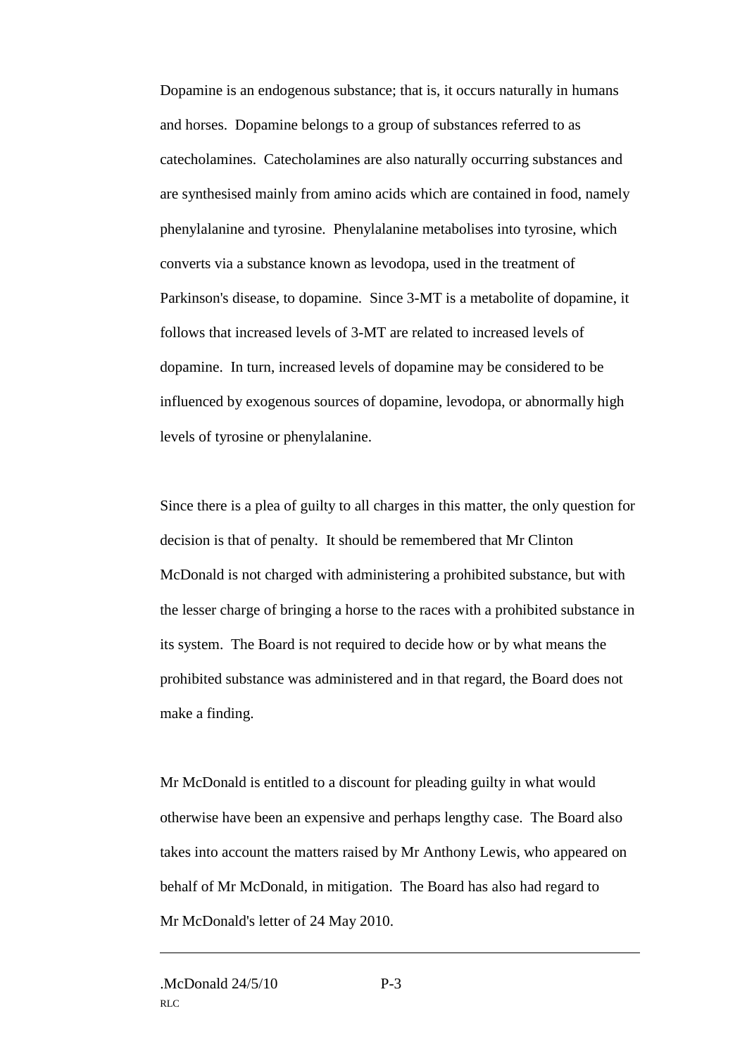Dopamine is an endogenous substance; that is, it occurs naturally in humans and horses. Dopamine belongs to a group of substances referred to as catecholamines. Catecholamines are also naturally occurring substances and are synthesised mainly from amino acids which are contained in food, namely phenylalanine and tyrosine. Phenylalanine metabolises into tyrosine, which converts via a substance known as levodopa, used in the treatment of Parkinson's disease, to dopamine. Since 3-MT is a metabolite of dopamine, it follows that increased levels of 3-MT are related to increased levels of dopamine. In turn, increased levels of dopamine may be considered to be influenced by exogenous sources of dopamine, levodopa, or abnormally high levels of tyrosine or phenylalanine.

Since there is a plea of guilty to all charges in this matter, the only question for decision is that of penalty. It should be remembered that Mr Clinton McDonald is not charged with administering a prohibited substance, but with the lesser charge of bringing a horse to the races with a prohibited substance in its system. The Board is not required to decide how or by what means the prohibited substance was administered and in that regard, the Board does not make a finding.

Mr McDonald is entitled to a discount for pleading guilty in what would otherwise have been an expensive and perhaps lengthy case. The Board also takes into account the matters raised by Mr Anthony Lewis, who appeared on behalf of Mr McDonald, in mitigation. The Board has also had regard to Mr McDonald's letter of 24 May 2010.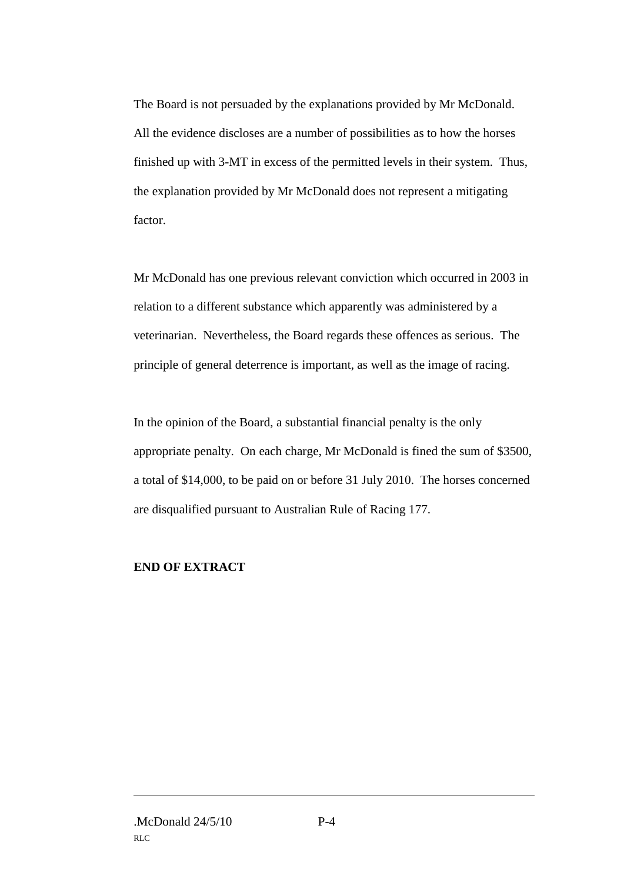The Board is not persuaded by the explanations provided by Mr McDonald. All the evidence discloses are a number of possibilities as to how the horses finished up with 3-MT in excess of the permitted levels in their system. Thus, the explanation provided by Mr McDonald does not represent a mitigating factor.

Mr McDonald has one previous relevant conviction which occurred in 2003 in relation to a different substance which apparently was administered by a veterinarian. Nevertheless, the Board regards these offences as serious. The principle of general deterrence is important, as well as the image of racing.

In the opinion of the Board, a substantial financial penalty is the only appropriate penalty. On each charge, Mr McDonald is fined the sum of $3500, a total of $14,000, to be paid on or before 31 July 2010. The horses concerned are disqualified pursuant to Australian Rule of Racing 177.

**END OF EXTRACT**